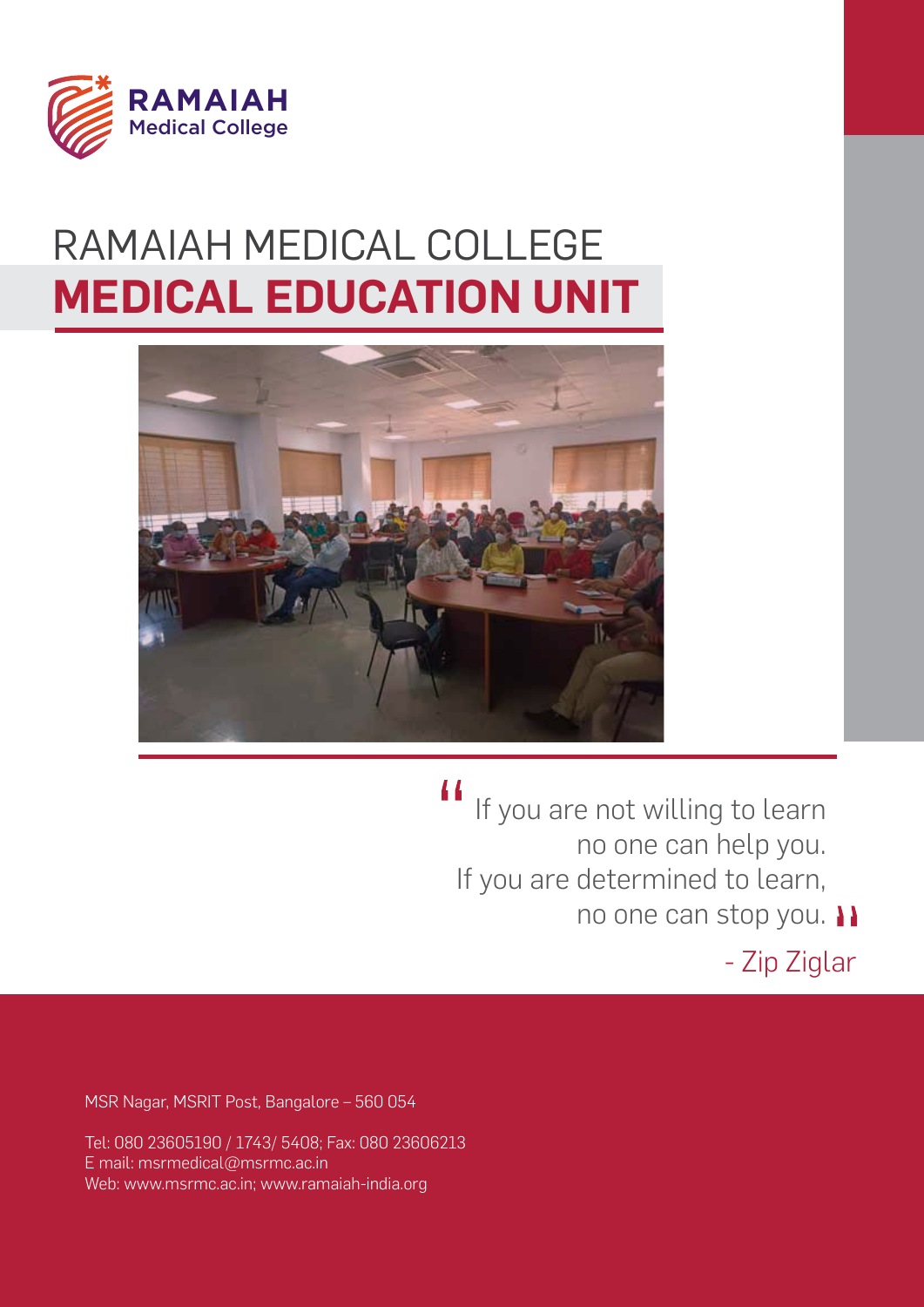RAMAIAH
Medical College

# RAMAIAH MEDICAL COLLEGE
# MEDICAL EDUCATION UNIT

"If you are not willing to learn
no one can help you.
If you are determined to learn,
no one can stop you."

- Zip Ziglar

MSR Nagar, MSRIT Post, Bangalore – 560 054

Tel: 080 23605190 / 1743/ 5408; Fax: 080 23606213
E mail: msrmedical@msrmc.ac.in
Web: www.msrmc.ac.in; www.ramaiah-india.org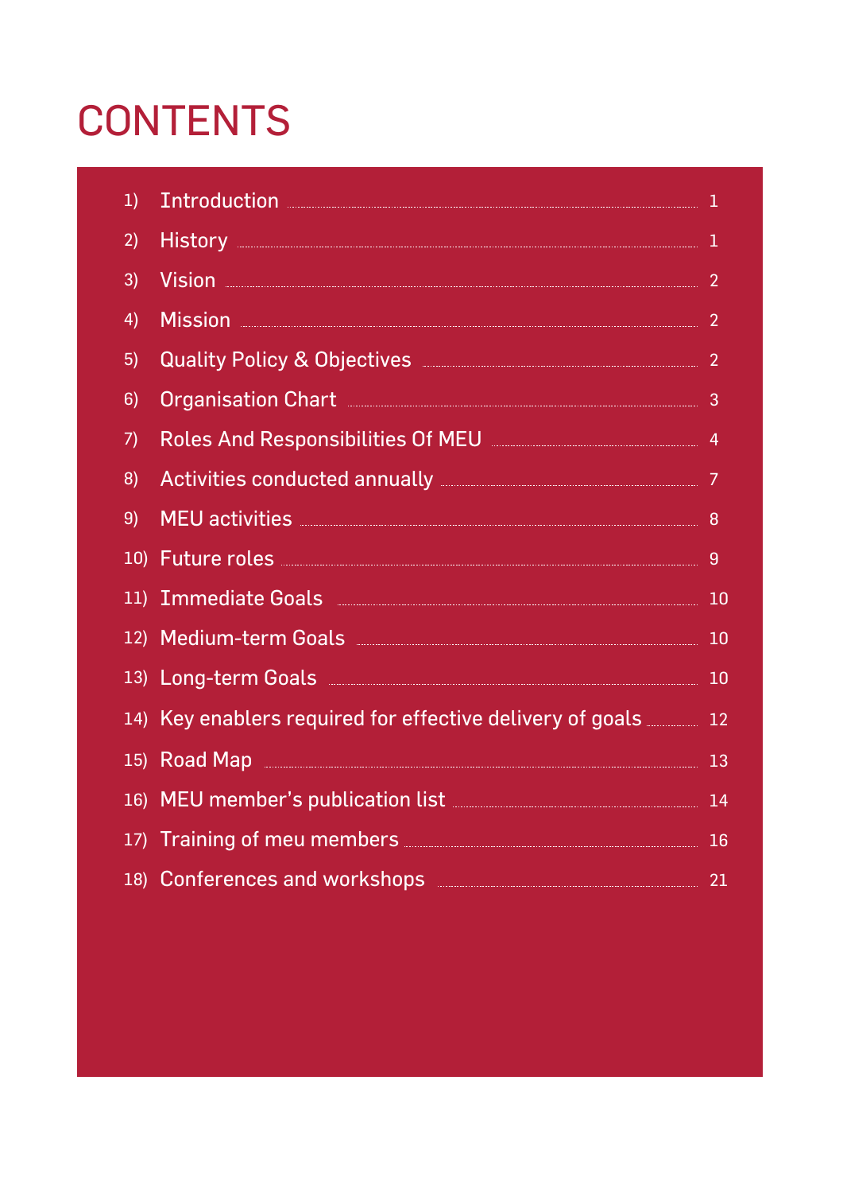# CONTENTS

| | | |
|---|---|---|
| 1) | Introduction | 1 |
| 2) | History | 1 |
| 3) | Vision | 2 |
| 4) | Mission | 2 |
| 5) | Quality Policy & Objectives | 2 |
| 6) | Organisation Chart | 3 |
| 7) | Roles And Responsibilities Of MEU | 4 |
| 8) | Activities conducted annually | 7 |
| 9) | MEU activities | 8 |
| 10) | Future roles | 9 |
| 11) | Immediate Goals | 10 |
| 12) | Medium-term Goals | 10 |
| 13) | Long-term Goals | 10 |
| 14) | Key enablers required for effective delivery of goals | 12 |
| 15) | Road Map | 13 |
| 16) | MEU member's publication list | 14 |
| 17) | Training of meu members | 16 |
| 18) | Conferences and workshops | 21 |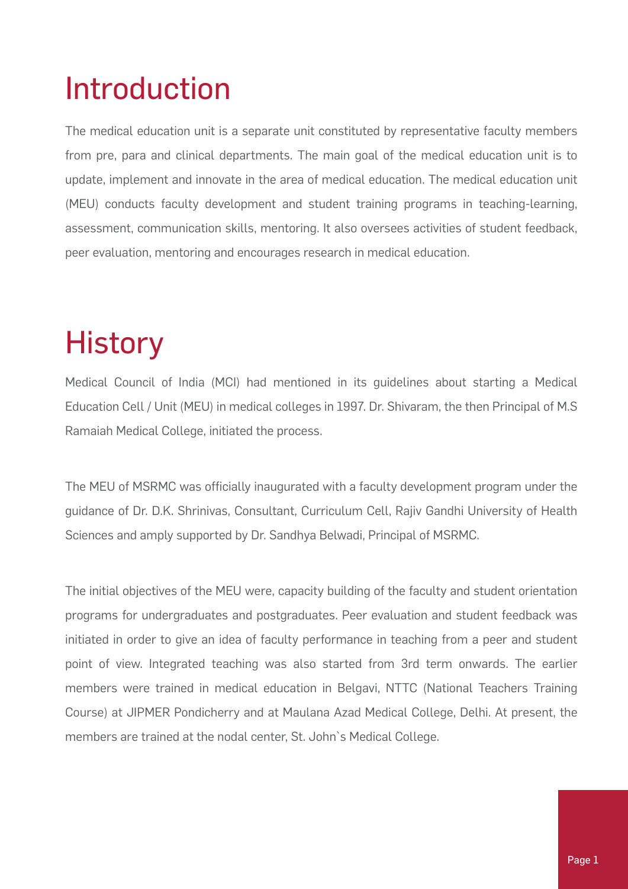# Introduction

The medical education unit is a separate unit constituted by representative faculty members from pre, para and clinical departments. The main goal of the medical education unit is to update, implement and innovate in the area of medical education. The medical education unit (MEU) conducts faculty development and student training programs in teaching-learning, assessment, communication skills, mentoring. It also oversees activities of student feedback, peer evaluation, mentoring and encourages research in medical education.

# History

Medical Council of India (MCI) had mentioned in its guidelines about starting a Medical Education Cell / Unit (MEU) in medical colleges in 1997. Dr. Shivaram, the then Principal of M.S Ramaiah Medical College, initiated the process.

The MEU of MSRMC was officially inaugurated with a faculty development program under the guidance of Dr. D.K. Shrinivas, Consultant, Curriculum Cell, Rajiv Gandhi University of Health Sciences and amply supported by Dr. Sandhya Belwadi, Principal of MSRMC.

The initial objectives of the MEU were, capacity building of the faculty and student orientation programs for undergraduates and postgraduates. Peer evaluation and student feedback was initiated in order to give an idea of faculty performance in teaching from a peer and student point of view. Integrated teaching was also started from 3rd term onwards. The earlier members were trained in medical education in Belgavi, NTTC (National Teachers Training Course) at JIPMER Pondicherry and at Maulana Azad Medical College, Delhi. At present, the members are trained at the nodal center, St. John`s Medical College.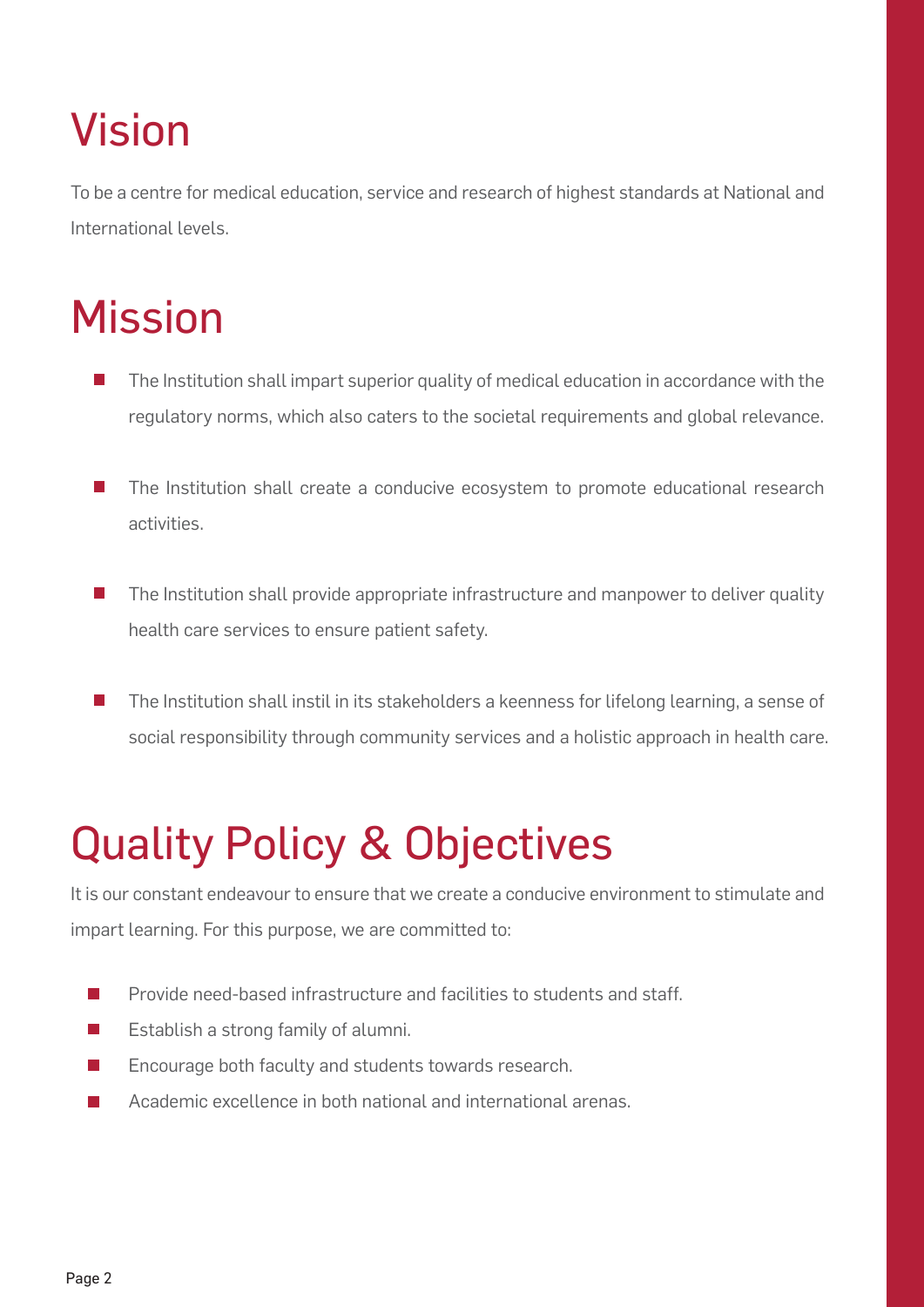# Vision

To be a centre for medical education, service and research of highest standards at National and International levels.

# Mission

- The Institution shall impart superior quality of medical education in accordance with the regulatory norms, which also caters to the societal requirements and global relevance.
- The Institution shall create a conducive ecosystem to promote educational research activities.
- The Institution shall provide appropriate infrastructure and manpower to deliver quality health care services to ensure patient safety.
- The Institution shall instil in its stakeholders a keenness for lifelong learning, a sense of social responsibility through community services and a holistic approach in health care.

# Quality Policy & Objectives

It is our constant endeavour to ensure that we create a conducive environment to stimulate and impart learning. For this purpose, we are committed to:

- Provide need-based infrastructure and facilities to students and staff.
- Establish a strong family of alumni.
- Encourage both faculty and students towards research.
- Academic excellence in both national and international arenas.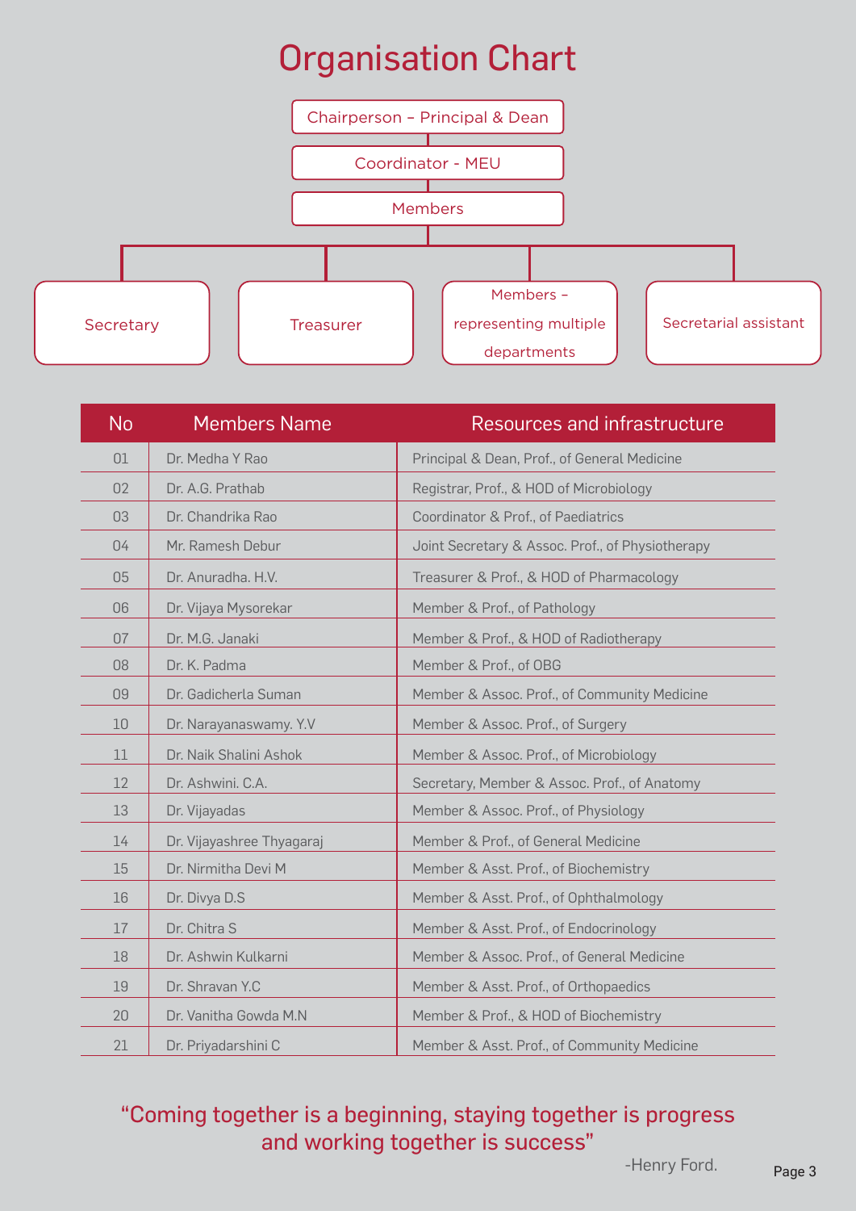# Organisation Chart

Chairperson – Principal & Dean

Coordinator - MEU

Members

- Secretary
- Treasurer
- Members – representing multiple departments
- Secretarial assistant

| No | Members Name | Resources and infrastructure |
|---|---|---|
| 01 | Dr. Medha Y Rao | Principal & Dean, Prof., of General Medicine |
| 02 | Dr. A.G. Prathab | Registrar, Prof., & HOD of Microbiology |
| 03 | Dr. Chandrika Rao | Coordinator & Prof., of Paediatrics |
| 04 | Mr. Ramesh Debur | Joint Secretary & Assoc. Prof., of Physiotherapy |
| 05 | Dr. Anuradha. H.V. | Treasurer & Prof., & HOD of Pharmacology |
| 06 | Dr. Vijaya Mysorekar | Member & Prof., of Pathology |
| 07 | Dr. M.G. Janaki | Member & Prof., & HOD of Radiotherapy |
| 08 | Dr. K. Padma | Member & Prof., of OBG |
| 09 | Dr. Gadicherla Suman | Member & Assoc. Prof., of Community Medicine |
| 10 | Dr. Narayanaswamy. Y.V | Member & Assoc. Prof., of Surgery |
| 11 | Dr. Naik Shalini Ashok | Member & Assoc. Prof., of Microbiology |
| 12 | Dr. Ashwini. C.A. | Secretary, Member & Assoc. Prof., of Anatomy |
| 13 | Dr. Vijayadas | Member & Assoc. Prof., of Physiology |
| 14 | Dr. Vijayashree Thyagaraj | Member & Prof., of General Medicine |
| 15 | Dr. Nirmitha Devi M | Member & Asst. Prof., of Biochemistry |
| 16 | Dr. Divya D.S | Member & Asst. Prof., of Ophthalmology |
| 17 | Dr. Chitra S | Member & Asst. Prof., of Endocrinology |
| 18 | Dr. Ashwin Kulkarni | Member & Assoc. Prof., of General Medicine |
| 19 | Dr. Shravan Y.C | Member & Asst. Prof., of Orthopaedics |
| 20 | Dr. Vanitha Gowda M.N | Member & Prof., & HOD of Biochemistry |
| 21 | Dr. Priyadarshini C | Member & Asst. Prof., of Community Medicine |

"Coming together is a beginning, staying together is progress and working together is success"

-Henry Ford.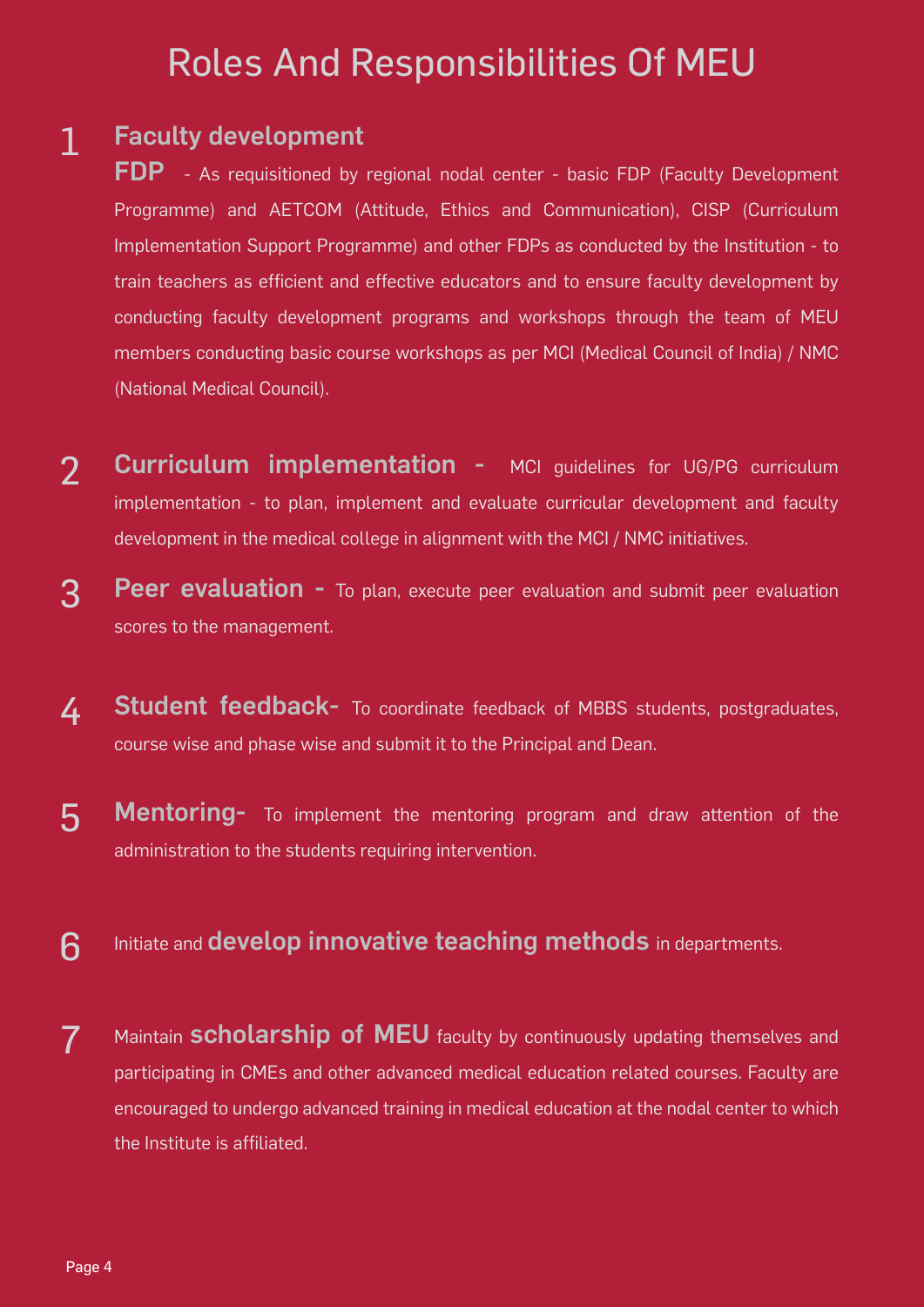# Roles And Responsibilities Of MEU

1. **Faculty development**

   **FDP** - As requisitioned by regional nodal center - basic FDP (Faculty Development Programme) and AETCOM (Attitude, Ethics and Communication), CISP (Curriculum Implementation Support Programme) and other FDPs as conducted by the Institution - to train teachers as efficient and effective educators and to ensure faculty development by conducting faculty development programs and workshops through the team of MEU members conducting basic course workshops as per MCI (Medical Council of India) / NMC (National Medical Council).

2. **Curriculum implementation -** MCI guidelines for UG/PG curriculum implementation - to plan, implement and evaluate curricular development and faculty development in the medical college in alignment with the MCI / NMC initiatives.

3. **Peer evaluation -** To plan, execute peer evaluation and submit peer evaluation scores to the management.

4. **Student feedback-** To coordinate feedback of MBBS students, postgraduates, course wise and phase wise and submit it to the Principal and Dean.

5. **Mentoring-** To implement the mentoring program and draw attention of the administration to the students requiring intervention.

6. Initiate and **develop innovative teaching methods** in departments.

7. Maintain **scholarship of MEU** faculty by continuously updating themselves and participating in CMEs and other advanced medical education related courses. Faculty are encouraged to undergo advanced training in medical education at the nodal center to which the Institute is affiliated.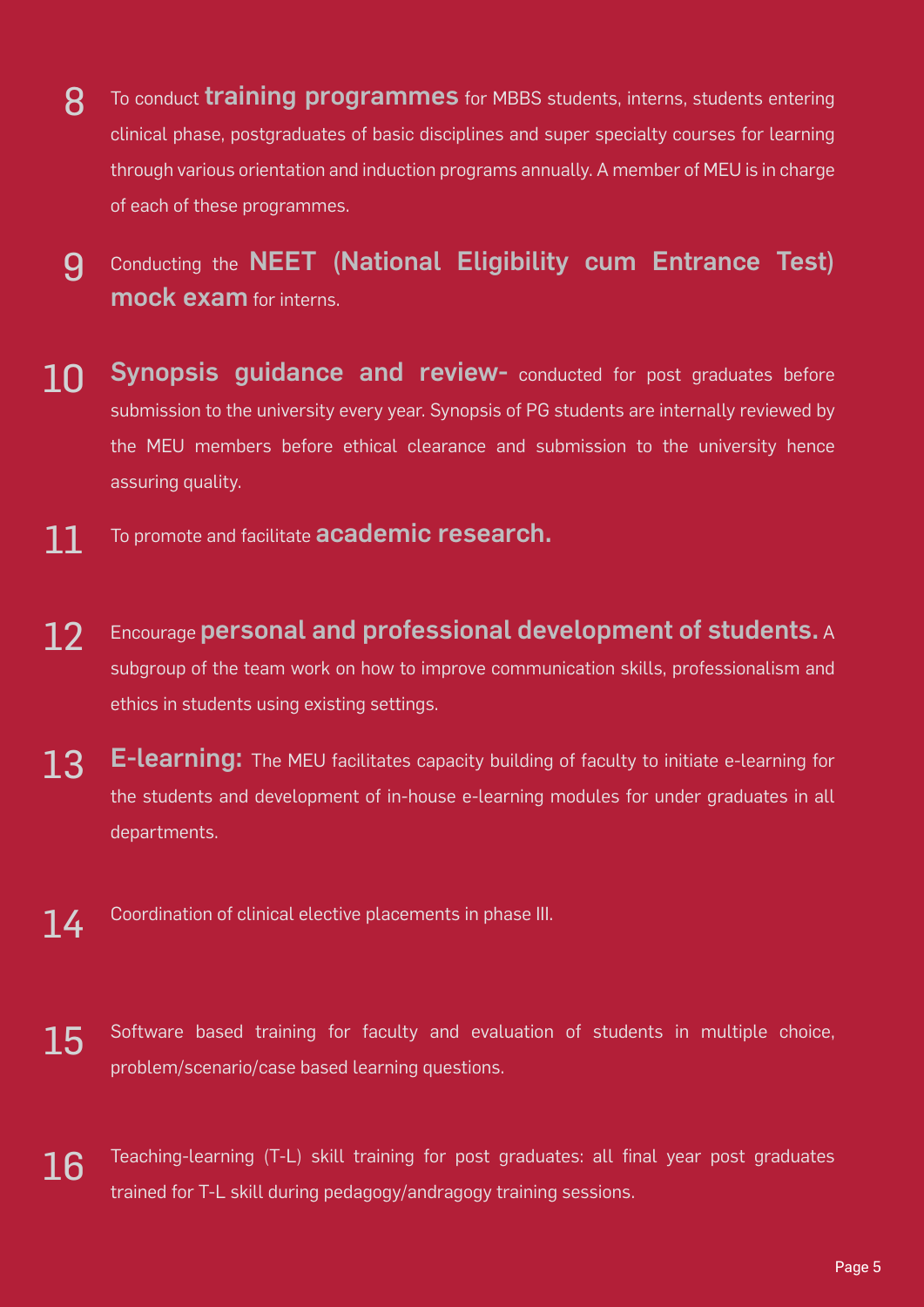8. To conduct **training programmes** for MBBS students, interns, students entering clinical phase, postgraduates of basic disciplines and super specialty courses for learning through various orientation and induction programs annually. A member of MEU is in charge of each of these programmes.

9. Conducting the **NEET (National Eligibility cum Entrance Test) mock exam** for interns.

10. **Synopsis guidance and review-** conducted for post graduates before submission to the university every year. Synopsis of PG students are internally reviewed by the MEU members before ethical clearance and submission to the university hence assuring quality.

11. To promote and facilitate **academic research.**

12. Encourage **personal and professional development of students.** A subgroup of the team work on how to improve communication skills, professionalism and ethics in students using existing settings.

13. **E-learning:** The MEU facilitates capacity building of faculty to initiate e-learning for the students and development of in-house e-learning modules for under graduates in all departments.

14. Coordination of clinical elective placements in phase III.

15. Software based training for faculty and evaluation of students in multiple choice, problem/scenario/case based learning questions.

16. Teaching-learning (T-L) skill training for post graduates: all final year post graduates trained for T-L skill during pedagogy/andragogy training sessions.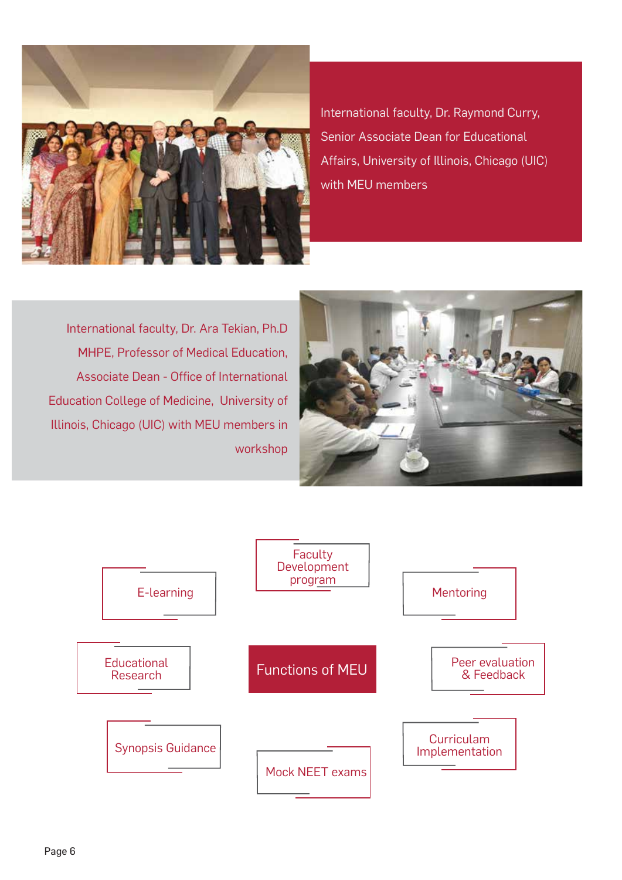International faculty, Dr. Raymond Curry, Senior Associate Dean for Educational Affairs, University of Illinois, Chicago (UIC) with MEU members

International faculty, Dr. Ara Tekian, Ph.D MHPE, Professor of Medical Education, Associate Dean - Office of International Education College of Medicine, University of Illinois, Chicago (UIC) with MEU members in workshop

## Functions of MEU

- E-learning
- Faculty Development program
- Mentoring
- Educational Research
- Peer evaluation & Feedback
- Synopsis Guidance
- Mock NEET exams
- Curriculam Implementation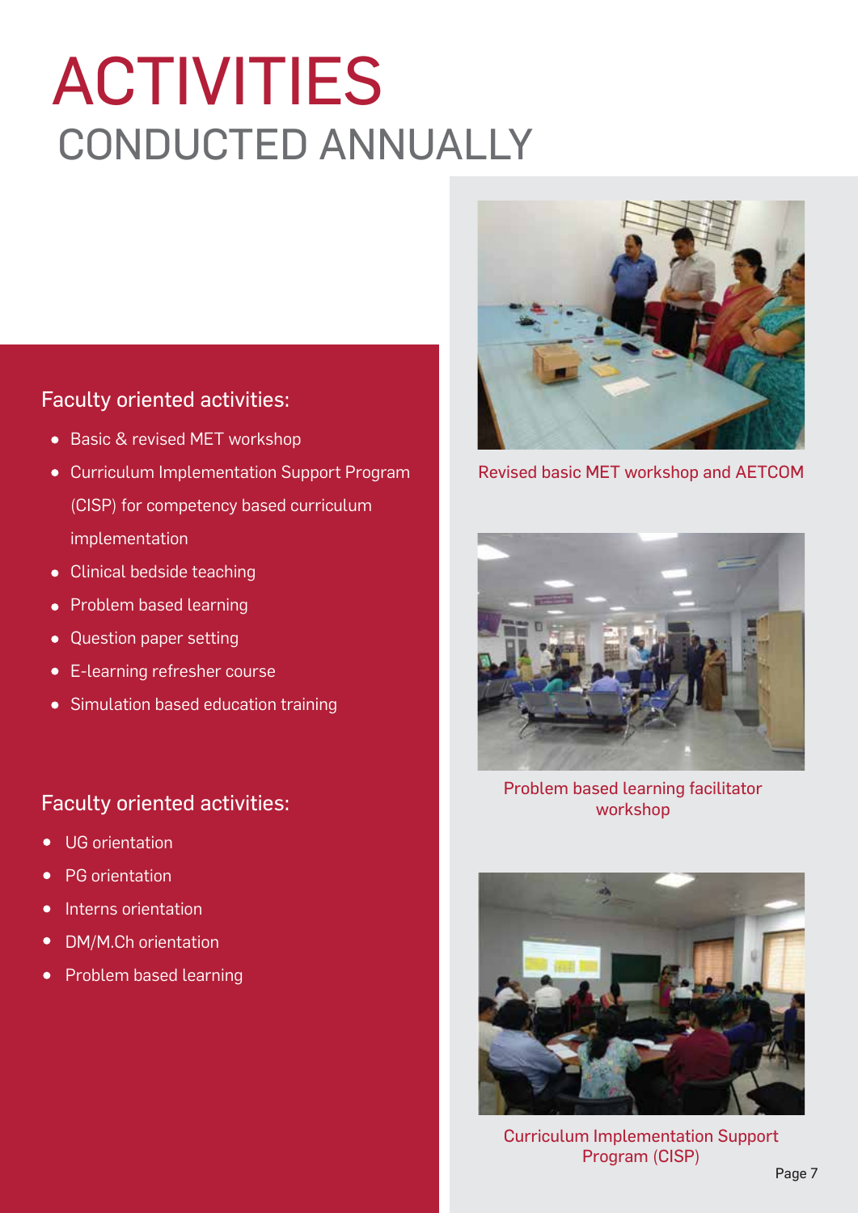# ACTIVITIES
## CONDUCTED ANNUALLY

### Faculty oriented activities:

- Basic & revised MET workshop
- Curriculum Implementation Support Program (CISP) for competency based curriculum implementation
- Clinical bedside teaching
- Problem based learning
- Question paper setting
- E-learning refresher course
- Simulation based education training

### Faculty oriented activities:

- UG orientation
- PG orientation
- Interns orientation
- DM/M.Ch orientation
- Problem based learning

Revised basic MET workshop and AETCOM

Problem based learning facilitator workshop

Curriculum Implementation Support Program (CISP)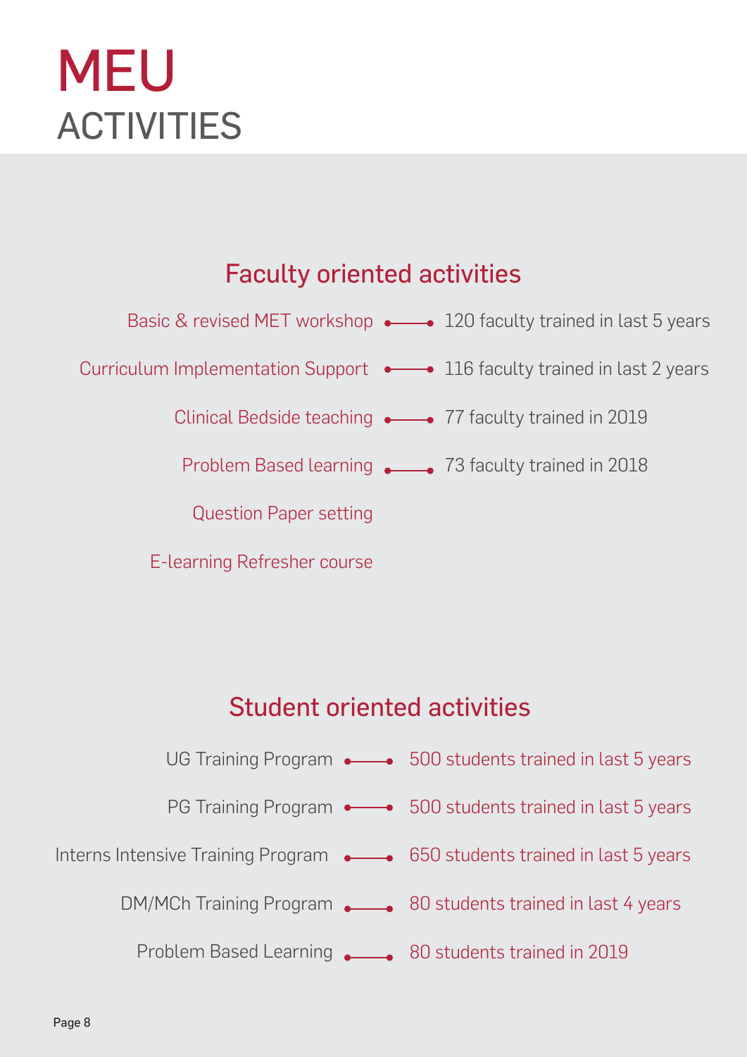# MEU ACTIVITIES

## Faculty oriented activities

- Basic & revised MET workshop — 120 faculty trained in last 5 years
- Curriculum Implementation Support — 116 faculty trained in last 2 years
- Clinical Bedside teaching — 77 faculty trained in 2019
- Problem Based learning — 73 faculty trained in 2018
- Question Paper setting
- E-learning Refresher course

## Student oriented activities

- UG Training Program — 500 students trained in last 5 years
- PG Training Program — 500 students trained in last 5 years
- Interns Intensive Training Program — 650 students trained in last 5 years
- DM/MCh Training Program — 80 students trained in last 4 years
- Problem Based Learning — 80 students trained in 2019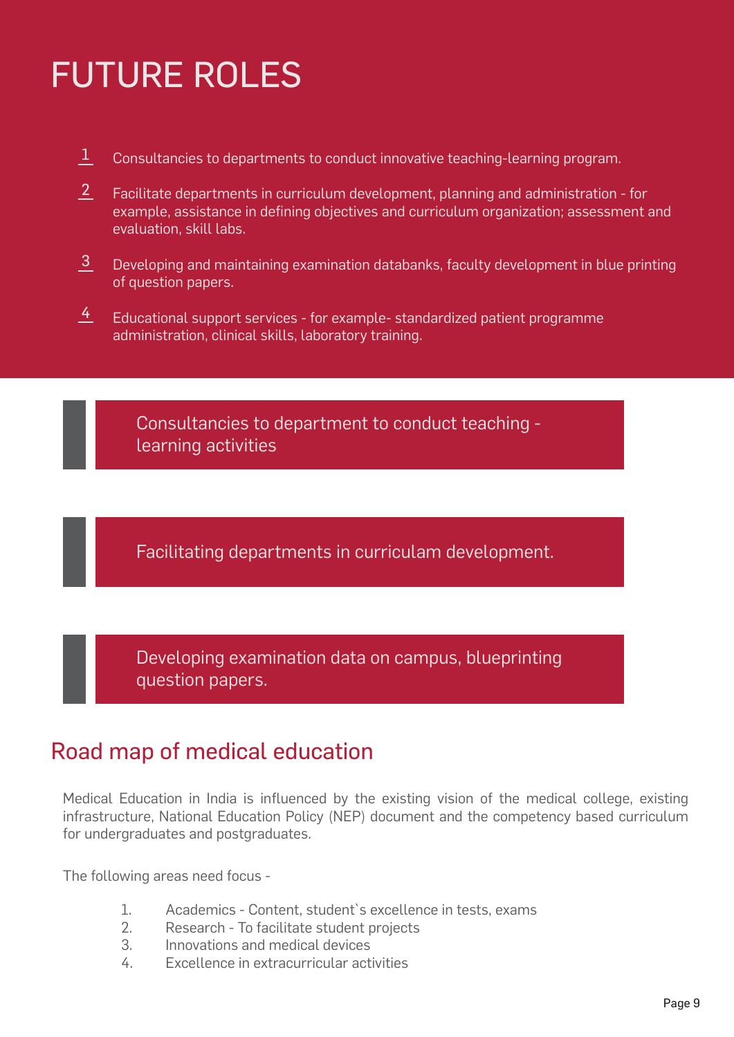# FUTURE ROLES

1. Consultancies to departments to conduct innovative teaching-learning program.
2. Facilitate departments in curriculum development, planning and administration - for example, assistance in defining objectives and curriculum organization; assessment and evaluation, skill labs.
3. Developing and maintaining examination databanks, faculty development in blue printing of question papers.
4. Educational support services - for example- standardized patient programme administration, clinical skills, laboratory training.

Consultancies to department to conduct teaching - learning activities

Facilitating departments in curriculam development.

Developing examination data on campus, blueprinting question papers.

## Road map of medical education

Medical Education in India is influenced by the existing vision of the medical college, existing infrastructure, National Education Policy (NEP) document and the competency based curriculum for undergraduates and postgraduates.

The following areas need focus -

1. Academics - Content, student`s excellence in tests, exams
2. Research - To facilitate student projects
3. Innovations and medical devices
4. Excellence in extracurricular activities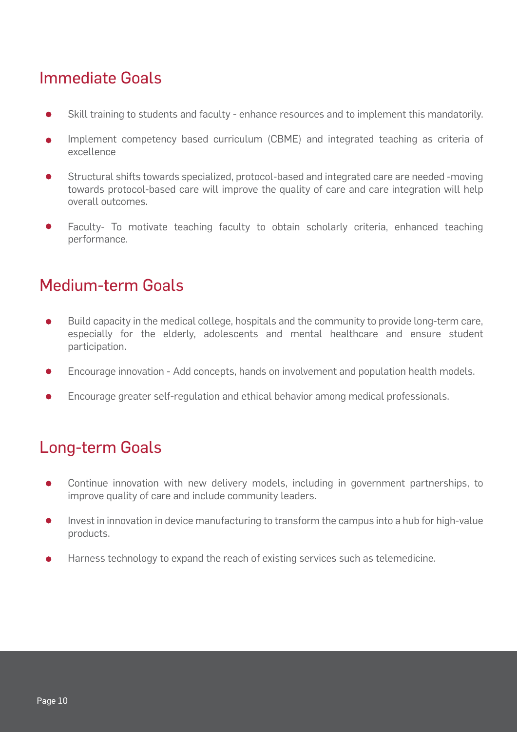## Immediate Goals

- Skill training to students and faculty - enhance resources and to implement this mandatorily.
- Implement competency based curriculum (CBME) and integrated teaching as criteria of excellence
- Structural shifts towards specialized, protocol-based and integrated care are needed -moving towards protocol-based care will improve the quality of care and care integration will help overall outcomes.
- Faculty- To motivate teaching faculty to obtain scholarly criteria, enhanced teaching performance.

## Medium-term Goals

- Build capacity in the medical college, hospitals and the community to provide long-term care, especially for the elderly, adolescents and mental healthcare and ensure student participation.
- Encourage innovation - Add concepts, hands on involvement and population health models.
- Encourage greater self-regulation and ethical behavior among medical professionals.

## Long-term Goals

- Continue innovation with new delivery models, including in government partnerships, to improve quality of care and include community leaders.
- Invest in innovation in device manufacturing to transform the campus into a hub for high-value products.
- Harness technology to expand the reach of existing services such as telemedicine.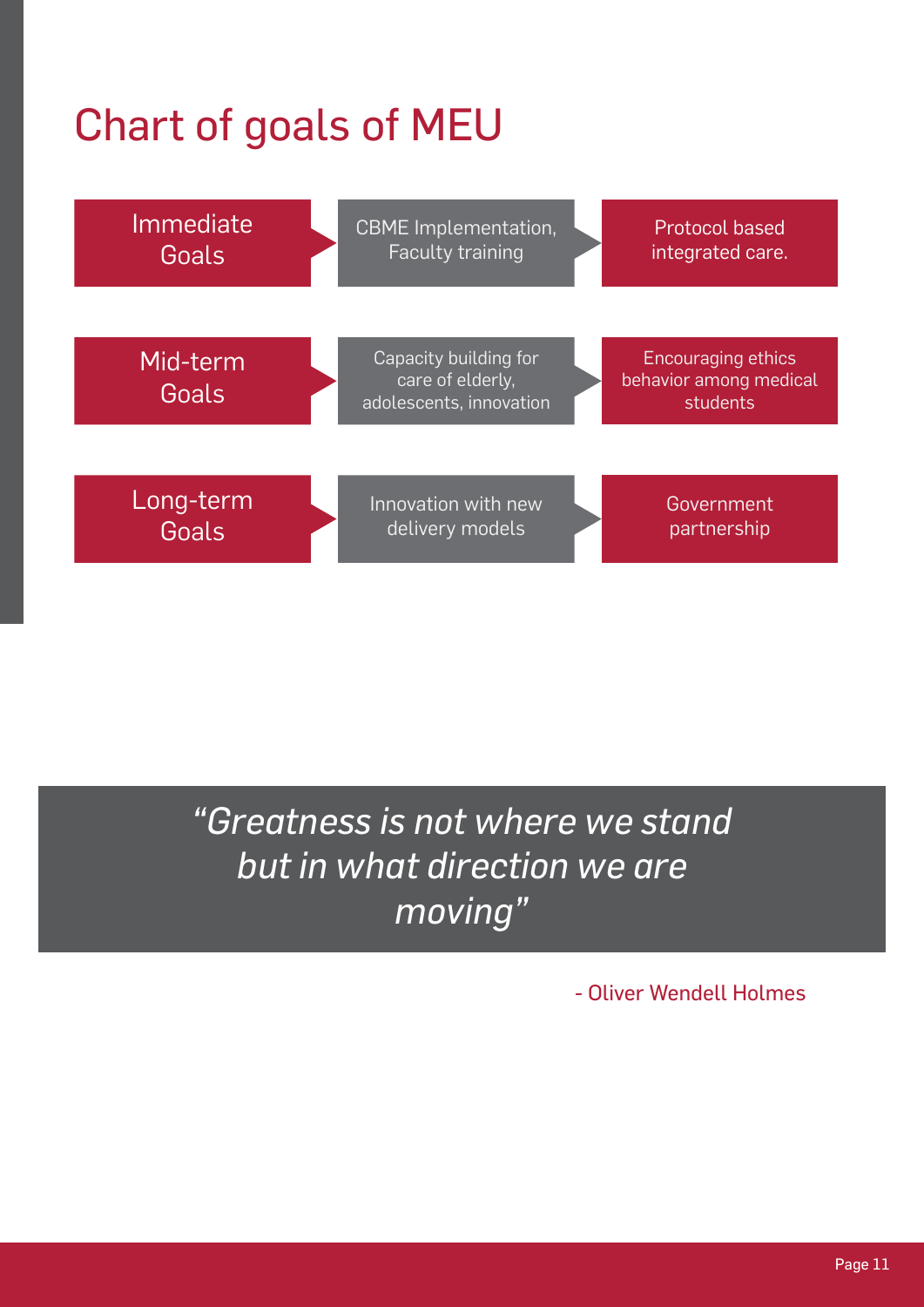# Chart of goals of MEU

| Goals | | |
|---|---|---|
| Immediate Goals | CBME Implementation, Faculty training | Protocol based integrated care. |
| Mid-term Goals | Capacity building for care of elderly, adolescents, innovation | Encouraging ethics behavior among medical students |
| Long-term Goals | Innovation with new delivery models | Government partnership |

> *"Greatness is not where we stand but in what direction we are moving"*
>
> \- Oliver Wendell Holmes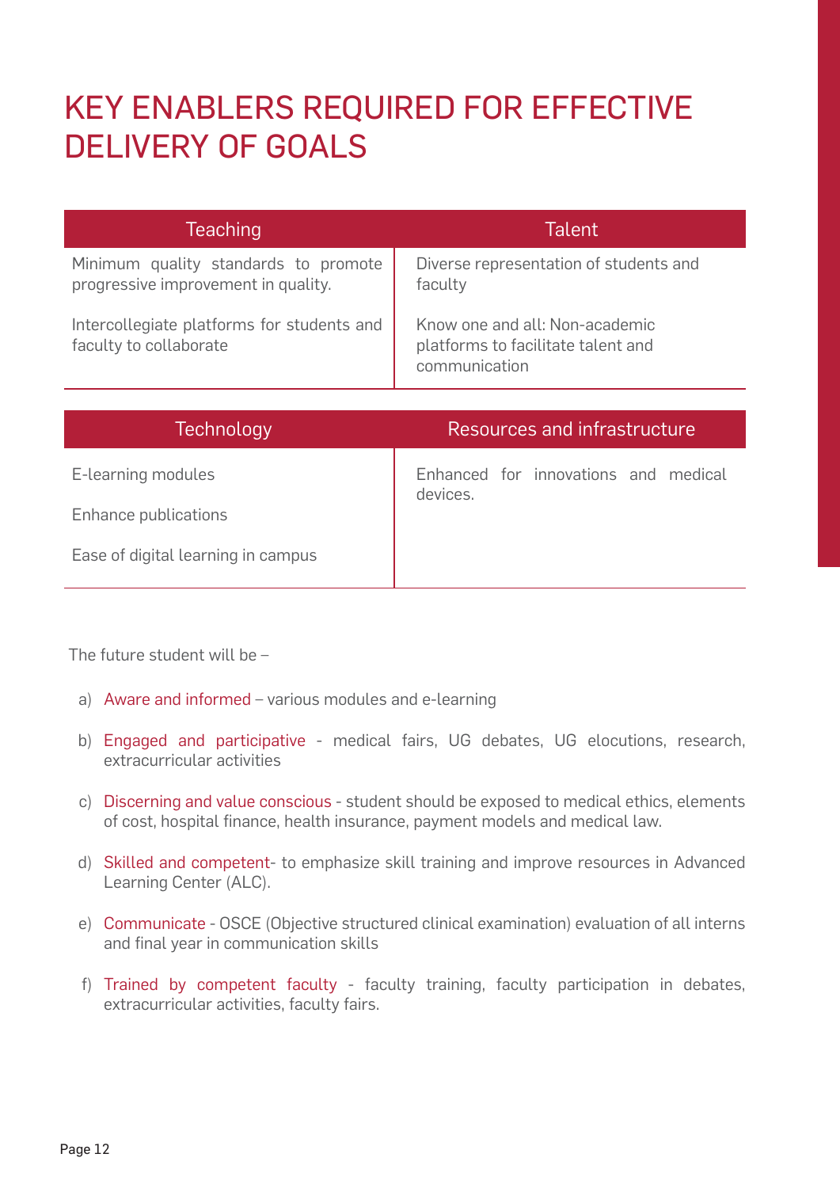# KEY ENABLERS REQUIRED FOR EFFECTIVE DELIVERY OF GOALS

| Teaching | Talent |
|---|---|
| Minimum quality standards to promote progressive improvement in quality. | Diverse representation of students and faculty |
| Intercollegiate platforms for students and faculty to collaborate | Know one and all: Non-academic platforms to facilitate talent and communication |

| Technology | Resources and infrastructure |
|---|---|
| E-learning modules | Enhanced for innovations and medical devices. |
| Enhance publications | |
| Ease of digital learning in campus | |

The future student will be –

a) Aware and informed – various modules and e-learning

b) Engaged and participative - medical fairs, UG debates, UG elocutions, research, extracurricular activities

c) Discerning and value conscious - student should be exposed to medical ethics, elements of cost, hospital finance, health insurance, payment models and medical law.

d) Skilled and competent- to emphasize skill training and improve resources in Advanced Learning Center (ALC).

e) Communicate - OSCE (Objective structured clinical examination) evaluation of all interns and final year in communication skills

f) Trained by competent faculty - faculty training, faculty participation in debates, extracurricular activities, faculty fairs.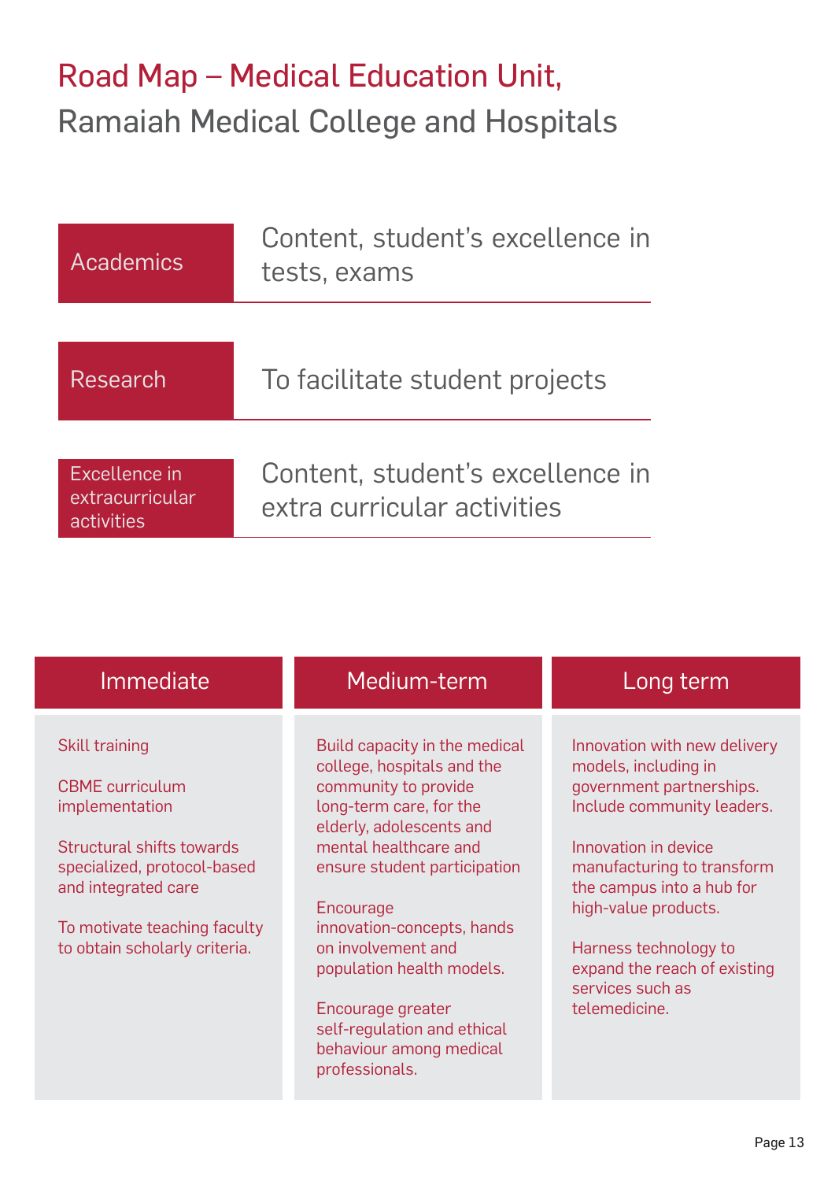# Road Map – Medical Education Unit, Ramaiah Medical College and Hospitals

| | |
|---|---|
| Academics | Content, student's excellence in tests, exams |
| Research | To facilitate student projects |
| Excellence in extracurricular activities | Content, student's excellence in extra curricular activities |

| Immediate | Medium-term | Long term |
|---|---|---|
| Skill training<br><br>CBME curriculum implementation<br><br>Structural shifts towards specialized, protocol-based and integrated care<br><br>To motivate teaching faculty to obtain scholarly criteria. | Build capacity in the medical college, hospitals and the community to provide long-term care, for the elderly, adolescents and mental healthcare and ensure student participation<br><br>Encourage innovation-concepts, hands on involvement and population health models.<br><br>Encourage greater self-regulation and ethical behaviour among medical professionals. | Innovation with new delivery models, including in government partnerships. Include community leaders.<br><br>Innovation in device manufacturing to transform the campus into a hub for high-value products.<br><br>Harness technology to expand the reach of existing services such as telemedicine. |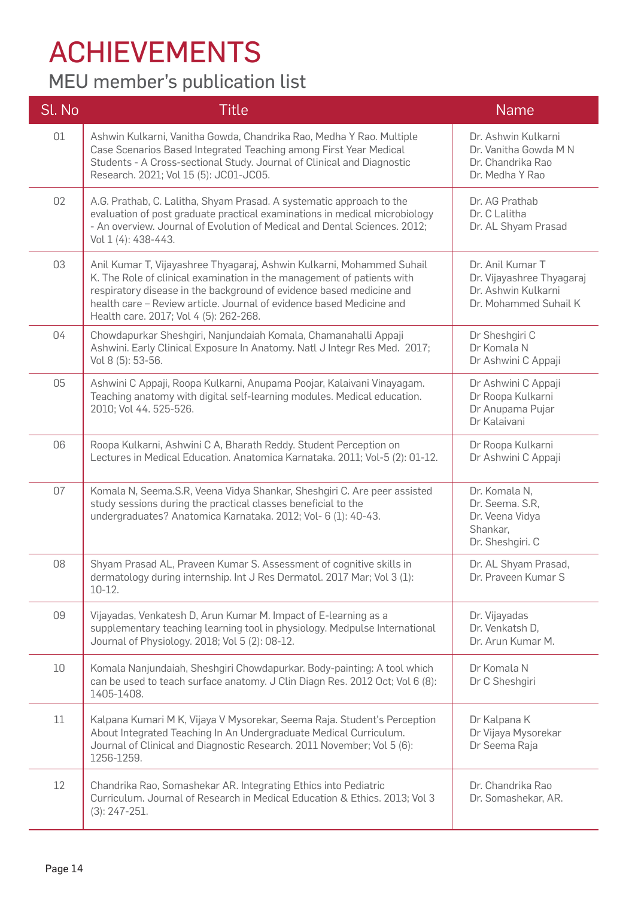# ACHIEVEMENTS

## MEU member's publication list

| Sl. No | Title | Name |
|---|---|---|
| 01 | Ashwin Kulkarni, Vanitha Gowda, Chandrika Rao, Medha Y Rao. Multiple Case Scenarios Based Integrated Teaching among First Year Medical Students - A Cross-sectional Study. Journal of Clinical and Diagnostic Research. 2021; Vol 15 (5): JC01-JC05. | Dr. Ashwin Kulkarni<br>Dr. Vanitha Gowda M N<br>Dr. Chandrika Rao<br>Dr. Medha Y Rao |
| 02 | A.G. Prathab, C. Lalitha, Shyam Prasad. A systematic approach to the evaluation of post graduate practical examinations in medical microbiology - An overview. Journal of Evolution of Medical and Dental Sciences. 2012; Vol 1 (4): 438-443. | Dr. AG Prathab<br>Dr. C Lalitha<br>Dr. AL Shyam Prasad |
| 03 | Anil Kumar T, Vijayashree Thyagaraj, Ashwin Kulkarni, Mohammed Suhail K. The Role of clinical examination in the management of patients with respiratory disease in the background of evidence based medicine and health care – Review article. Journal of evidence based Medicine and Health care. 2017; Vol 4 (5): 262-268. | Dr. Anil Kumar T<br>Dr. Vijayashree Thyagaraj<br>Dr. Ashwin Kulkarni<br>Dr. Mohammed Suhail K |
| 04 | Chowdapurkar Sheshgiri, Nanjundaiah Komala, Chamanahalli Appaji Ashwini. Early Clinical Exposure In Anatomy. Natl J Integr Res Med. 2017; Vol 8 (5): 53-56. | Dr Sheshgiri C<br>Dr Komala N<br>Dr Ashwini C Appaji |
| 05 | Ashwini C Appaji, Roopa Kulkarni, Anupama Poojar, Kalaivani Vinayagam. Teaching anatomy with digital self-learning modules. Medical education. 2010; Vol 44. 525-526. | Dr Ashwini C Appaji<br>Dr Roopa Kulkarni<br>Dr Anupama Pujar<br>Dr Kalaivani |
| 06 | Roopa Kulkarni, Ashwini C A, Bharath Reddy. Student Perception on Lectures in Medical Education. Anatomica Karnataka. 2011; Vol-5 (2): 01-12. | Dr Roopa Kulkarni<br>Dr Ashwini C Appaji |
| 07 | Komala N, Seema.S.R, Veena Vidya Shankar, Sheshgiri C. Are peer assisted study sessions during the practical classes beneficial to the undergraduates? Anatomica Karnataka. 2012; Vol- 6 (1): 40-43. | Dr. Komala N,<br>Dr. Seema. S.R,<br>Dr. Veena Vidya Shankar,<br>Dr. Sheshgiri. C |
| 08 | Shyam Prasad AL, Praveen Kumar S. Assessment of cognitive skills in dermatology during internship. Int J Res Dermatol. 2017 Mar; Vol 3 (1): 10-12. | Dr. AL Shyam Prasad,<br>Dr. Praveen Kumar S |
| 09 | Vijayadas, Venkatesh D, Arun Kumar M. Impact of E-learning as a supplementary teaching learning tool in physiology. Medpulse International Journal of Physiology. 2018; Vol 5 (2): 08-12. | Dr. Vijayadas<br>Dr. Venkatsh D,<br>Dr. Arun Kumar M. |
| 10 | Komala Nanjundaiah, Sheshgiri Chowdapurkar. Body-painting: A tool which can be used to teach surface anatomy. J Clin Diagn Res. 2012 Oct; Vol 6 (8): 1405-1408. | Dr Komala N<br>Dr C Sheshgiri |
| 11 | Kalpana Kumari M K, Vijaya V Mysorekar, Seema Raja. Student's Perception About Integrated Teaching In An Undergraduate Medical Curriculum. Journal of Clinical and Diagnostic Research. 2011 November; Vol 5 (6): 1256-1259. | Dr Kalpana K<br>Dr Vijaya Mysorekar<br>Dr Seema Raja |
| 12 | Chandrika Rao, Somashekar AR. Integrating Ethics into Pediatric Curriculum. Journal of Research in Medical Education & Ethics. 2013; Vol 3 (3): 247-251. | Dr. Chandrika Rao<br>Dr. Somashekar, AR. |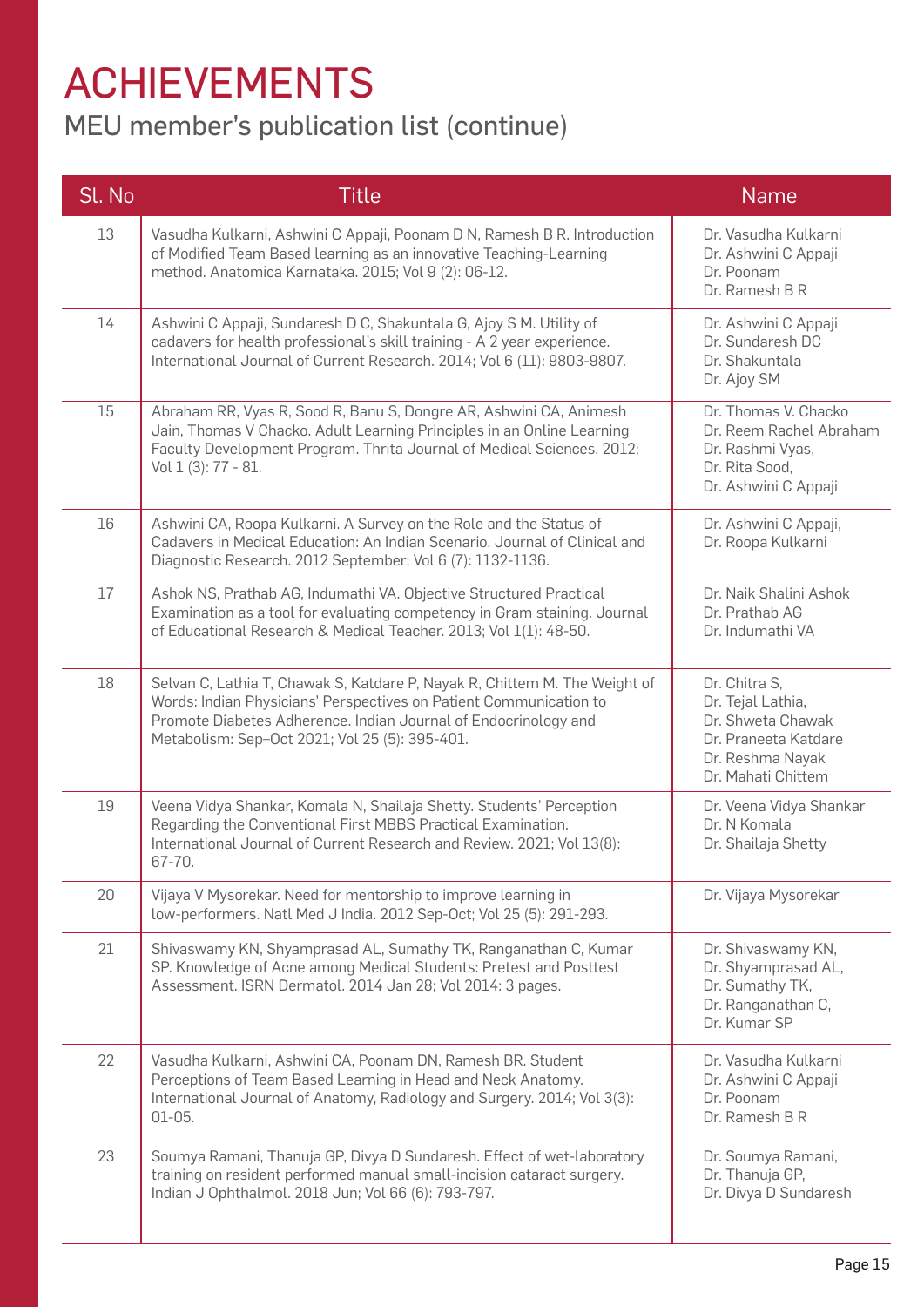# ACHIEVEMENTS

## MEU member's publication list (continue)

| Sl. No | Title | Name |
|---|---|---|
| 13 | Vasudha Kulkarni, Ashwini C Appaji, Poonam D N, Ramesh B R. Introduction of Modified Team Based learning as an innovative Teaching-Learning method. Anatomica Karnataka. 2015; Vol 9 (2): 06-12. | Dr. Vasudha Kulkarni<br>Dr. Ashwini C Appaji<br>Dr. Poonam<br>Dr. Ramesh B R |
| 14 | Ashwini C Appaji, Sundaresh D C, Shakuntala G, Ajoy S M. Utility of cadavers for health professional's skill training - A 2 year experience. International Journal of Current Research. 2014; Vol 6 (11): 9803-9807. | Dr. Ashwini C Appaji<br>Dr. Sundaresh DC<br>Dr. Shakuntala<br>Dr. Ajoy SM |
| 15 | Abraham RR, Vyas R, Sood R, Banu S, Dongre AR, Ashwini CA, Animesh Jain, Thomas V Chacko. Adult Learning Principles in an Online Learning Faculty Development Program. Thrita Journal of Medical Sciences. 2012; Vol 1 (3): 77 - 81. | Dr. Thomas V. Chacko<br>Dr. Reem Rachel Abraham<br>Dr. Rashmi Vyas,<br>Dr. Rita Sood,<br>Dr. Ashwini C Appaji |
| 16 | Ashwini CA, Roopa Kulkarni. A Survey on the Role and the Status of Cadavers in Medical Education: An Indian Scenario. Journal of Clinical and Diagnostic Research. 2012 September; Vol 6 (7): 1132-1136. | Dr. Ashwini C Appaji,<br>Dr. Roopa Kulkarni |
| 17 | Ashok NS, Prathab AG, Indumathi VA. Objective Structured Practical Examination as a tool for evaluating competency in Gram staining. Journal of Educational Research & Medical Teacher. 2013; Vol 1(1): 48-50. | Dr. Naik Shalini Ashok<br>Dr. Prathab AG<br>Dr. Indumathi VA |
| 18 | Selvan C, Lathia T, Chawak S, Katdare P, Nayak R, Chittem M. The Weight of Words: Indian Physicians' Perspectives on Patient Communication to Promote Diabetes Adherence. Indian Journal of Endocrinology and Metabolism: Sep–Oct 2021; Vol 25 (5): 395-401. | Dr. Chitra S,<br>Dr. Tejal Lathia,<br>Dr. Shweta Chawak<br>Dr. Praneeta Katdare<br>Dr. Reshma Nayak<br>Dr. Mahati Chittem |
| 19 | Veena Vidya Shankar, Komala N, Shailaja Shetty. Students' Perception Regarding the Conventional First MBBS Practical Examination. International Journal of Current Research and Review. 2021; Vol 13(8): 67-70. | Dr. Veena Vidya Shankar<br>Dr. N Komala<br>Dr. Shailaja Shetty |
| 20 | Vijaya V Mysorekar. Need for mentorship to improve learning in low-performers. Natl Med J India. 2012 Sep-Oct; Vol 25 (5): 291-293. | Dr. Vijaya Mysorekar |
| 21 | Shivaswamy KN, Shyamprasad AL, Sumathy TK, Ranganathan C, Kumar SP. Knowledge of Acne among Medical Students: Pretest and Posttest Assessment. ISRN Dermatol. 2014 Jan 28; Vol 2014: 3 pages. | Dr. Shivaswamy KN,<br>Dr. Shyamprasad AL,<br>Dr. Sumathy TK,<br>Dr. Ranganathan C,<br>Dr. Kumar SP |
| 22 | Vasudha Kulkarni, Ashwini CA, Poonam DN, Ramesh BR. Student Perceptions of Team Based Learning in Head and Neck Anatomy. International Journal of Anatomy, Radiology and Surgery. 2014; Vol 3(3): 01-05. | Dr. Vasudha Kulkarni<br>Dr. Ashwini C Appaji<br>Dr. Poonam<br>Dr. Ramesh B R |
| 23 | Soumya Ramani, Thanuja GP, Divya D Sundaresh. Effect of wet-laboratory training on resident performed manual small-incision cataract surgery. Indian J Ophthalmol. 2018 Jun; Vol 66 (6): 793-797. | Dr. Soumya Ramani,<br>Dr. Thanuja GP,<br>Dr. Divya D Sundaresh |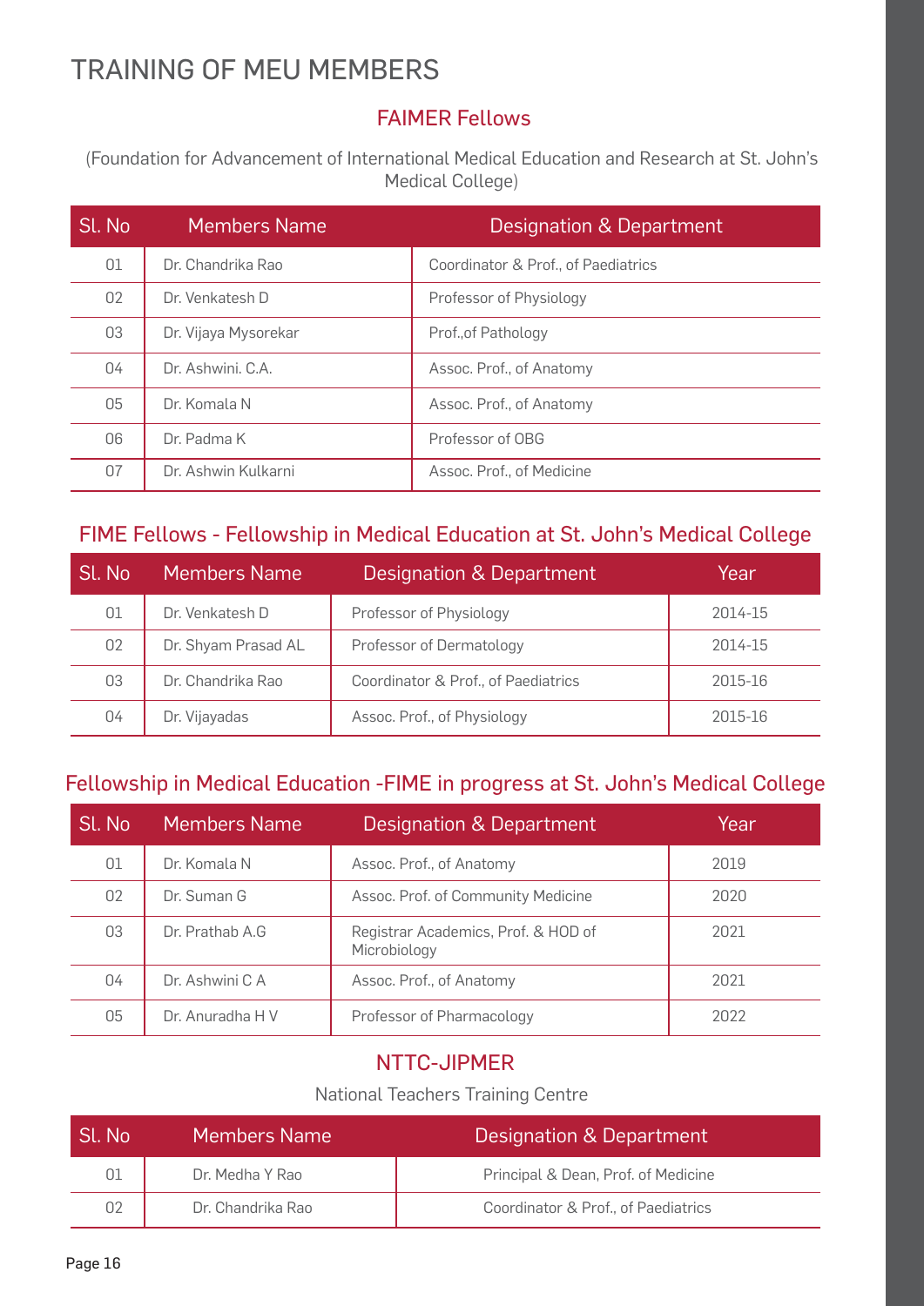# TRAINING OF MEU MEMBERS

## FAIMER Fellows

(Foundation for Advancement of International Medical Education and Research at St. John's Medical College)

| Sl. No | Members Name | Designation & Department |
|---|---|---|
| 01 | Dr. Chandrika Rao | Coordinator & Prof., of Paediatrics |
| 02 | Dr. Venkatesh D | Professor of Physiology |
| 03 | Dr. Vijaya Mysorekar | Prof.,of Pathology |
| 04 | Dr. Ashwini. C.A. | Assoc. Prof., of Anatomy |
| 05 | Dr. Komala N | Assoc. Prof., of Anatomy |
| 06 | Dr. Padma K | Professor of OBG |
| 07 | Dr. Ashwin Kulkarni | Assoc. Prof., of Medicine |

## FIME Fellows - Fellowship in Medical Education at St. John's Medical College

| Sl. No | Members Name | Designation & Department | Year |
|---|---|---|---|
| 01 | Dr. Venkatesh D | Professor of Physiology | 2014-15 |
| 02 | Dr. Shyam Prasad AL | Professor of Dermatology | 2014-15 |
| 03 | Dr. Chandrika Rao | Coordinator & Prof., of Paediatrics | 2015-16 |
| 04 | Dr. Vijayadas | Assoc. Prof., of Physiology | 2015-16 |

## Fellowship in Medical Education -FIME in progress at St. John's Medical College

| Sl. No | Members Name | Designation & Department | Year |
|---|---|---|---|
| 01 | Dr. Komala N | Assoc. Prof., of Anatomy | 2019 |
| 02 | Dr. Suman G | Assoc. Prof. of Community Medicine | 2020 |
| 03 | Dr. Prathab A.G | Registrar Academics, Prof. & HOD of Microbiology | 2021 |
| 04 | Dr. Ashwini C A | Assoc. Prof., of Anatomy | 2021 |
| 05 | Dr. Anuradha H V | Professor of Pharmacology | 2022 |

## NTTC-JIPMER

National Teachers Training Centre

| Sl. No | Members Name | Designation & Department |
|---|---|---|
| 01 | Dr. Medha Y Rao | Principal & Dean, Prof. of Medicine |
| 02 | Dr. Chandrika Rao | Coordinator & Prof., of Paediatrics |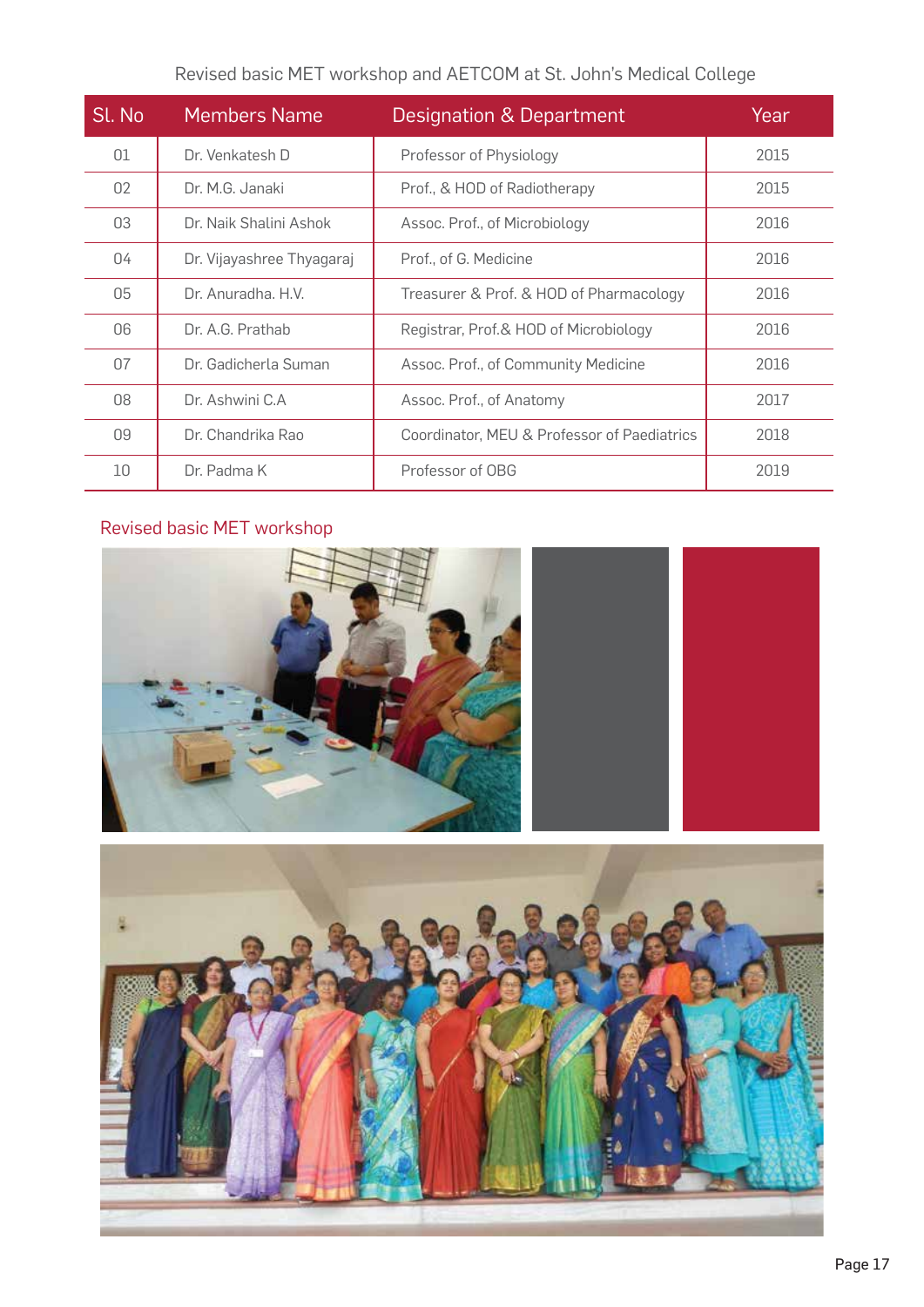Revised basic MET workshop and AETCOM at St. John's Medical College

| Sl. No | Members Name | Designation & Department | Year |
|---|---|---|---|
| 01 | Dr. Venkatesh D | Professor of Physiology | 2015 |
| 02 | Dr. M.G. Janaki | Prof., & HOD of Radiotherapy | 2015 |
| 03 | Dr. Naik Shalini Ashok | Assoc. Prof., of Microbiology | 2016 |
| 04 | Dr. Vijayashree Thyagaraj | Prof., of G. Medicine | 2016 |
| 05 | Dr. Anuradha. H.V. | Treasurer & Prof. & HOD of Pharmacology | 2016 |
| 06 | Dr. A.G. Prathab | Registrar, Prof.& HOD of Microbiology | 2016 |
| 07 | Dr. Gadicherla Suman | Assoc. Prof., of Community Medicine | 2016 |
| 08 | Dr. Ashwini C.A | Assoc. Prof., of Anatomy | 2017 |
| 09 | Dr. Chandrika Rao | Coordinator, MEU & Professor of Paediatrics | 2018 |
| 10 | Dr. Padma K | Professor of OBG | 2019 |

Revised basic MET workshop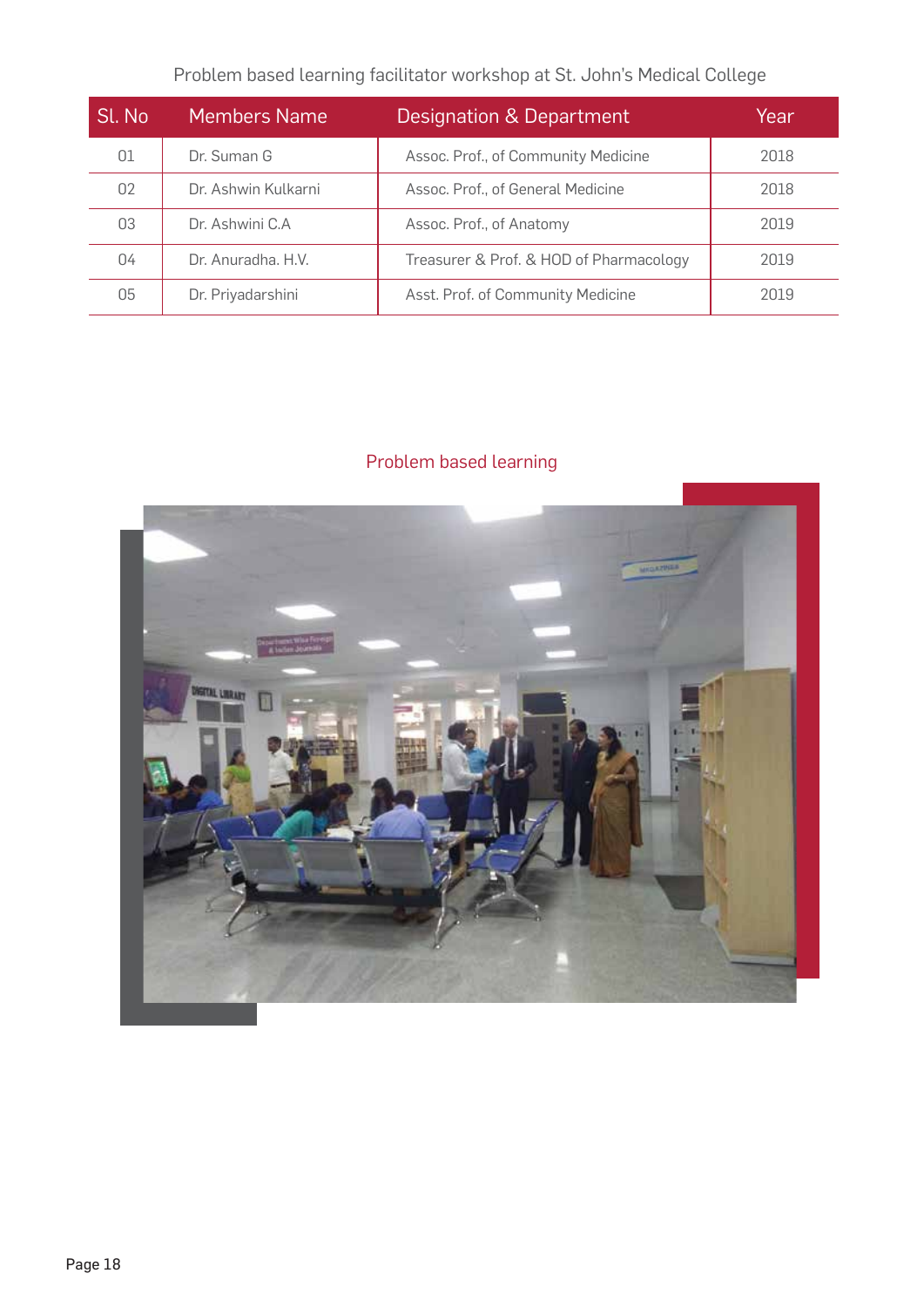Problem based learning facilitator workshop at St. John's Medical College

| Sl. No | Members Name | Designation & Department | Year |
|---|---|---|---|
| 01 | Dr. Suman G | Assoc. Prof., of Community Medicine | 2018 |
| 02 | Dr. Ashwin Kulkarni | Assoc. Prof., of General Medicine | 2018 |
| 03 | Dr. Ashwini C.A | Assoc. Prof., of Anatomy | 2019 |
| 04 | Dr. Anuradha. H.V. | Treasurer & Prof. & HOD of Pharmacology | 2019 |
| 05 | Dr. Priyadarshini | Asst. Prof. of Community Medicine | 2019 |

Problem based learning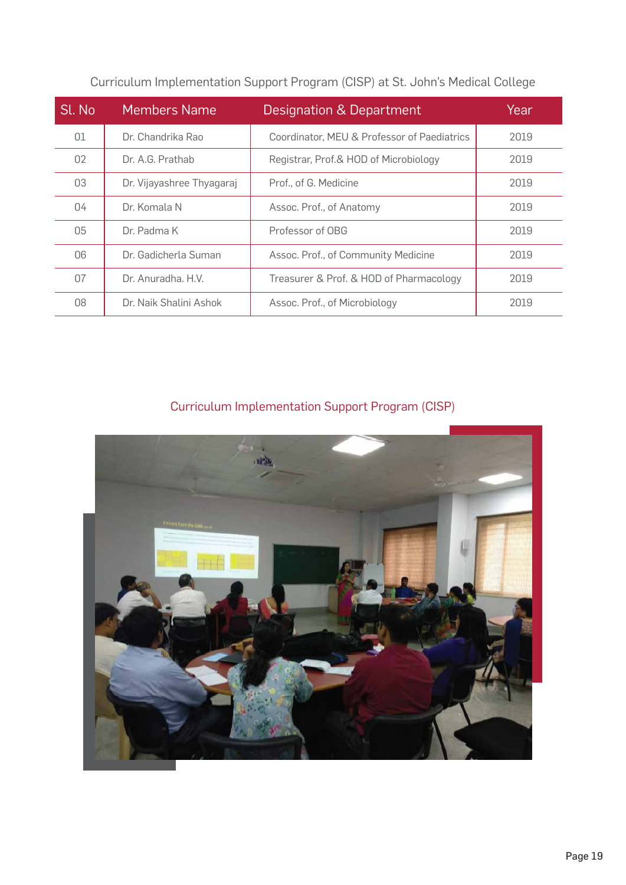Curriculum Implementation Support Program (CISP) at St. John's Medical College

| Sl. No | Members Name | Designation & Department | Year |
|---|---|---|---|
| 01 | Dr. Chandrika Rao | Coordinator, MEU & Professor of Paediatrics | 2019 |
| 02 | Dr. A.G. Prathab | Registrar, Prof.& HOD of Microbiology | 2019 |
| 03 | Dr. Vijayashree Thyagaraj | Prof., of G. Medicine | 2019 |
| 04 | Dr. Komala N | Assoc. Prof., of Anatomy | 2019 |
| 05 | Dr. Padma K | Professor of OBG | 2019 |
| 06 | Dr. Gadicherla Suman | Assoc. Prof., of Community Medicine | 2019 |
| 07 | Dr. Anuradha. H.V. | Treasurer & Prof. & HOD of Pharmacology | 2019 |
| 08 | Dr. Naik Shalini Ashok | Assoc. Prof., of Microbiology | 2019 |

Curriculum Implementation Support Program (CISP)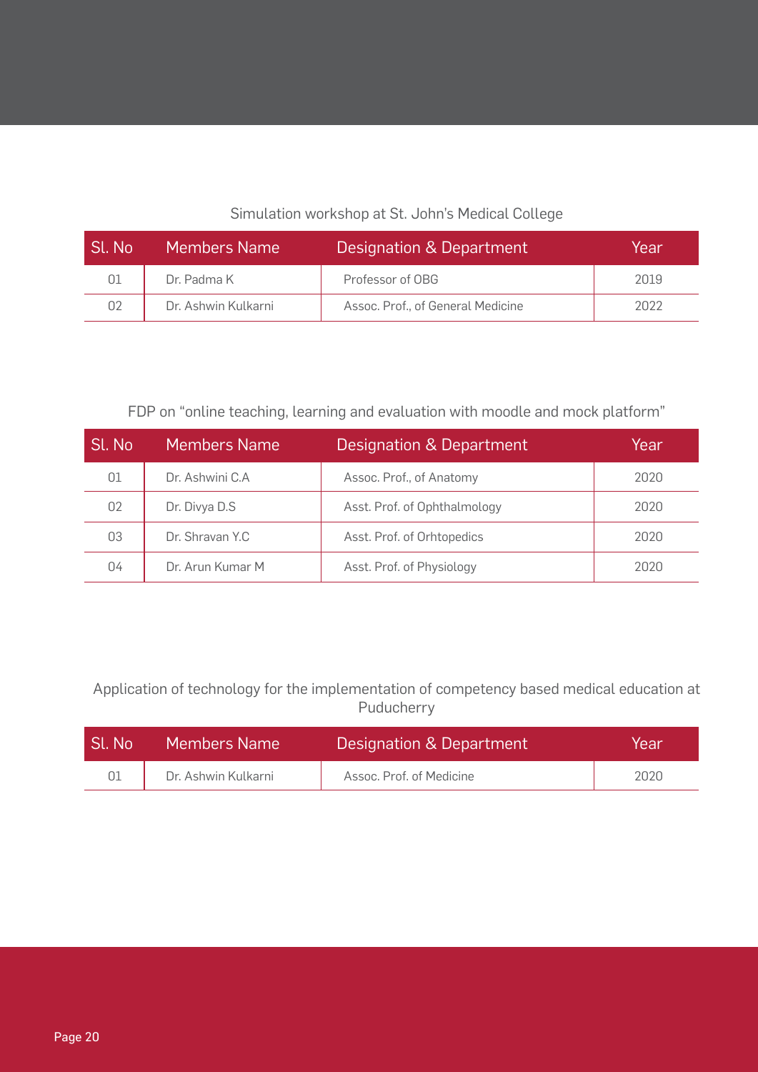Simulation workshop at St. John's Medical College

| Sl. No | Members Name | Designation & Department | Year |
|---|---|---|---|
| 01 | Dr. Padma K | Professor of OBG | 2019 |
| 02 | Dr. Ashwin Kulkarni | Assoc. Prof., of General Medicine | 2022 |

FDP on "online teaching, learning and evaluation with moodle and mock platform"

| Sl. No | Members Name | Designation & Department | Year |
|---|---|---|---|
| 01 | Dr. Ashwini C.A | Assoc. Prof., of Anatomy | 2020 |
| 02 | Dr. Divya D.S | Asst. Prof. of Ophthalmology | 2020 |
| 03 | Dr. Shravan Y.C | Asst. Prof. of Orhtopedics | 2020 |
| 04 | Dr. Arun Kumar M | Asst. Prof. of Physiology | 2020 |

Application of technology for the implementation of competency based medical education at Puducherry

| Sl. No | Members Name | Designation & Department | Year |
|---|---|---|---|
| 01 | Dr. Ashwin Kulkarni | Assoc. Prof. of Medicine | 2020 |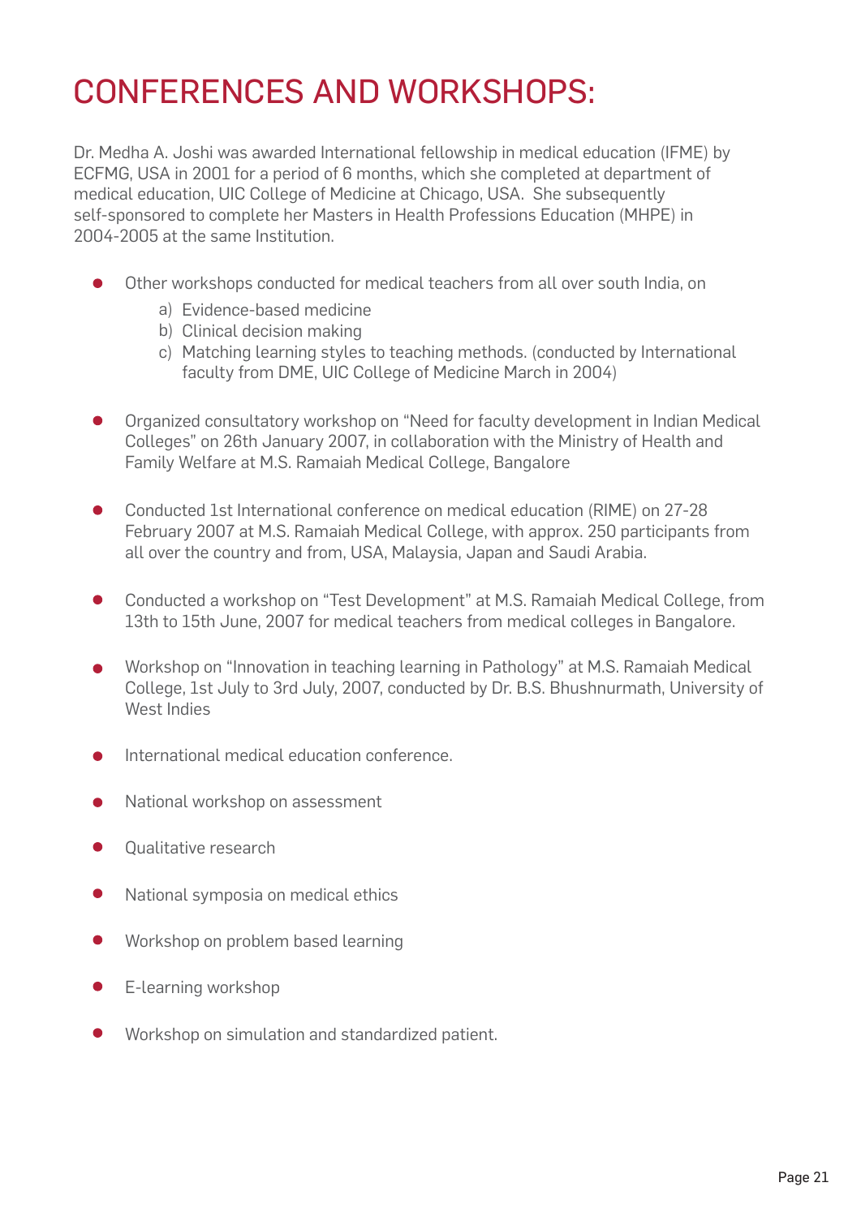# CONFERENCES AND WORKSHOPS:

Dr. Medha A. Joshi was awarded International fellowship in medical education (IFME) by ECFMG, USA in 2001 for a period of 6 months, which she completed at department of medical education, UIC College of Medicine at Chicago, USA. She subsequently self-sponsored to complete her Masters in Health Professions Education (MHPE) in 2004-2005 at the same Institution.

- Other workshops conducted for medical teachers from all over south India, on
    a) Evidence-based medicine
    b) Clinical decision making
    c) Matching learning styles to teaching methods. (conducted by International faculty from DME, UIC College of Medicine March in 2004)

- Organized consultatory workshop on "Need for faculty development in Indian Medical Colleges" on 26th January 2007, in collaboration with the Ministry of Health and Family Welfare at M.S. Ramaiah Medical College, Bangalore

- Conducted 1st International conference on medical education (RIME) on 27-28 February 2007 at M.S. Ramaiah Medical College, with approx. 250 participants from all over the country and from, USA, Malaysia, Japan and Saudi Arabia.

- Conducted a workshop on "Test Development" at M.S. Ramaiah Medical College, from 13th to 15th June, 2007 for medical teachers from medical colleges in Bangalore.

- Workshop on "Innovation in teaching learning in Pathology" at M.S. Ramaiah Medical College, 1st July to 3rd July, 2007, conducted by Dr. B.S. Bhushnurmath, University of West Indies

- International medical education conference.

- National workshop on assessment

- Qualitative research

- National symposia on medical ethics

- Workshop on problem based learning

- E-learning workshop

- Workshop on simulation and standardized patient.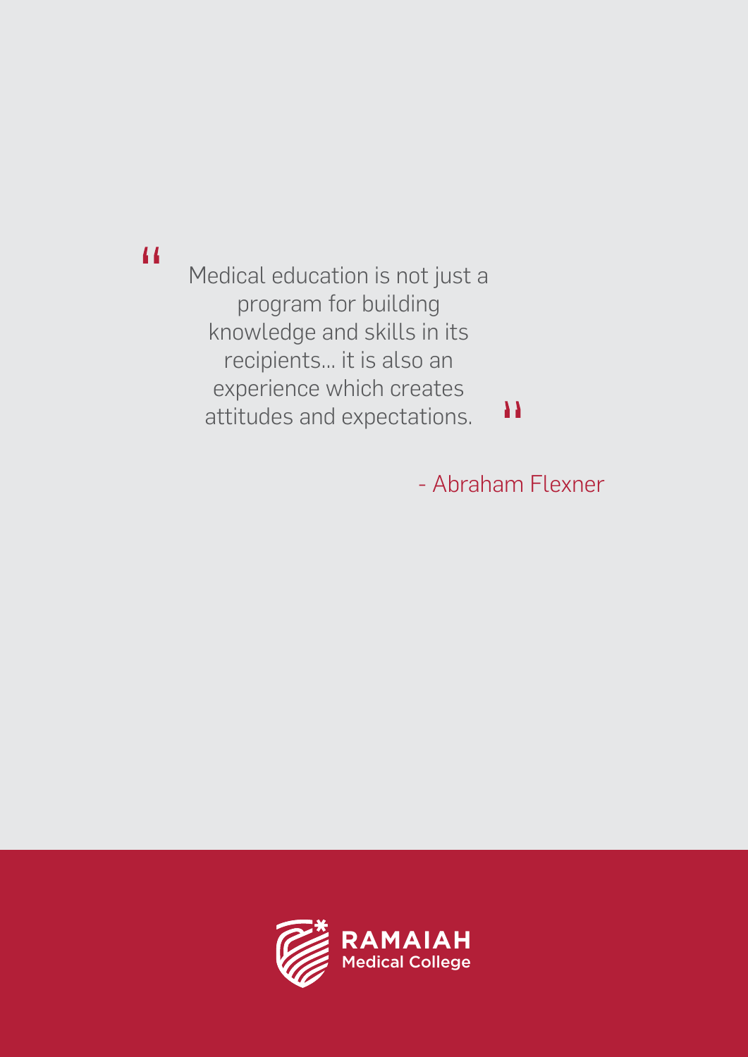"Medical education is not just a program for building knowledge and skills in its recipients... it is also an experience which creates attitudes and expectations."

\- Abraham Flexner

RAMAIAH
Medical College